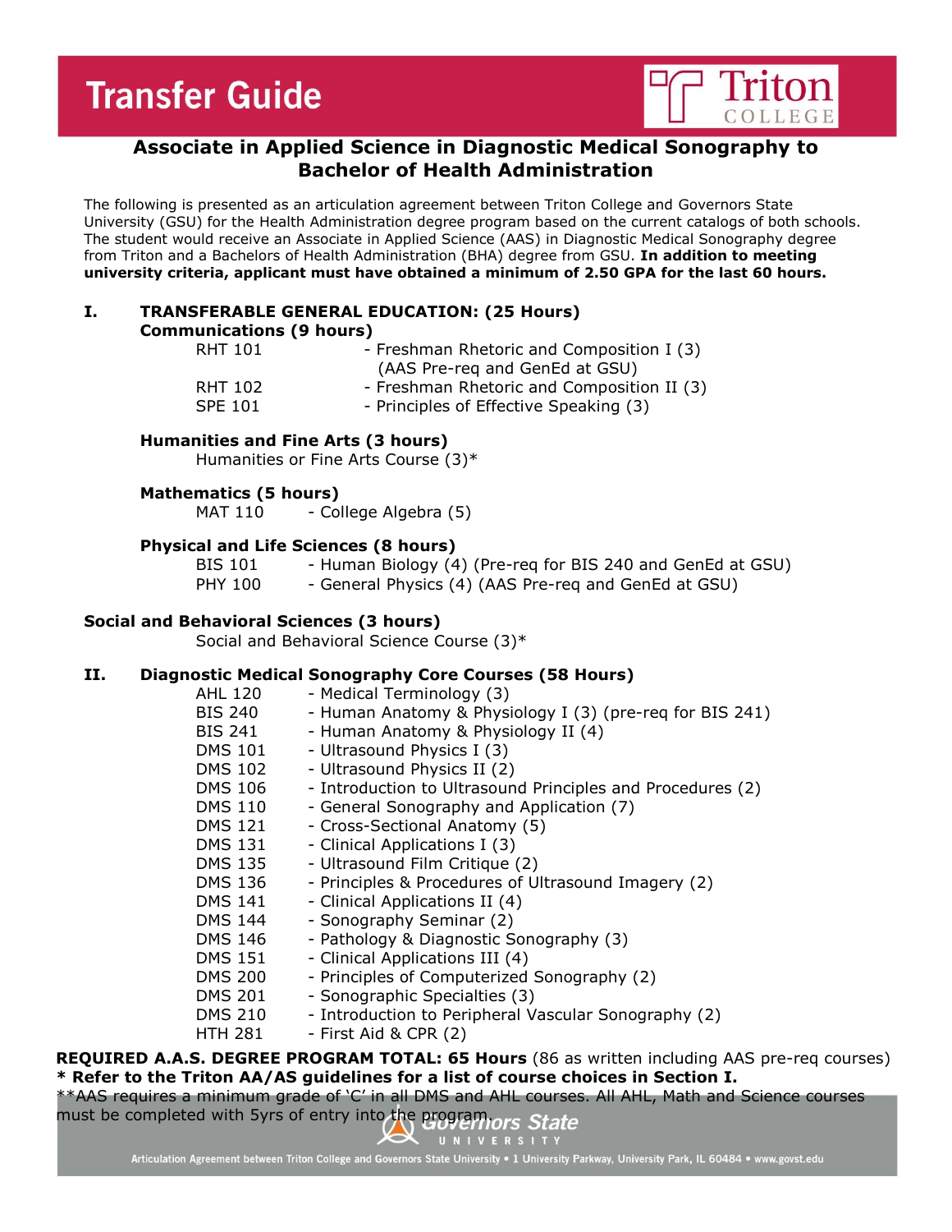# Transfer Guide

Triton COLLEGE

## Associate in Applied Science in Diagnostic Medical Sonography to Bachelor of Health Administration

The following is presented as an articulation agreement between Triton College and Governors State University (GSU) for the Health Administration degree program based on the current catalogs of both schools. The student would receive an Associate in Applied Science (AAS) in Diagnostic Medical Sonography degree from Triton and a Bachelors of Health Administration (BHA) degree from GSU. **In addition to meeting university criteria, applicant must have obtained a minimum of 2.50 GPA for the last 60 hours.**

### I. TRANSFERABLE GENERAL EDUCATION: (25 Hours)

**Communications (9 hours)**

- RHT 101 - Freshman Rhetoric and Composition I (3) (AAS Pre-req and GenEd at GSU)
- RHT 102 - Freshman Rhetoric and Composition II (3)
- SPE 101 - Principles of Effective Speaking (3)

**Humanities and Fine Arts (3 hours)**

- Humanities or Fine Arts Course (3)*

**Mathematics (5 hours)**

- MAT 110 - College Algebra (5)

**Physical and Life Sciences (8 hours)**

- BIS 101 - Human Biology (4) (Pre-req for BIS 240 and GenEd at GSU)
- PHY 100 - General Physics (4) (AAS Pre-req and GenEd at GSU)

**Social and Behavioral Sciences (3 hours)**

- Social and Behavioral Science Course (3)*

### II. Diagnostic Medical Sonography Core Courses (58 Hours)

- AHL 120 - Medical Terminology (3)
- BIS 240 - Human Anatomy & Physiology I (3) (pre-req for BIS 241)
- BIS 241 - Human Anatomy & Physiology II (4)
- DMS 101 - Ultrasound Physics I (3)
- DMS 102 - Ultrasound Physics II (2)
- DMS 106 - Introduction to Ultrasound Principles and Procedures (2)
- DMS 110 - General Sonography and Application (7)
- DMS 121 - Cross-Sectional Anatomy (5)
- DMS 131 - Clinical Applications I (3)
- DMS 135 - Ultrasound Film Critique (2)
- DMS 136 - Principles & Procedures of Ultrasound Imagery (2)
- DMS 141 - Clinical Applications II (4)
- DMS 144 - Sonography Seminar (2)
- DMS 146 - Pathology & Diagnostic Sonography (3)
- DMS 151 - Clinical Applications III (4)
- DMS 200 - Principles of Computerized Sonography (2)
- DMS 201 - Sonographic Specialties (3)
- DMS 210 - Introduction to Peripheral Vascular Sonography (2)
- HTH 281 - First Aid & CPR (2)

**REQUIRED A.A.S. DEGREE PROGRAM TOTAL: 65 Hours** (86 as written including AAS pre-req courses)

**\* Refer to the Triton AA/AS guidelines for a list of course choices in Section I.**

**AAS requires a minimum grade of 'C' in all DMS and AHL courses. All AHL, Math and Science courses must be completed with 5yrs of entry into the program.

Governors State UNIVERSITY

Articulation Agreement between Triton College and Governors State University • 1 University Parkway, University Park, IL 60484 • www.govst.edu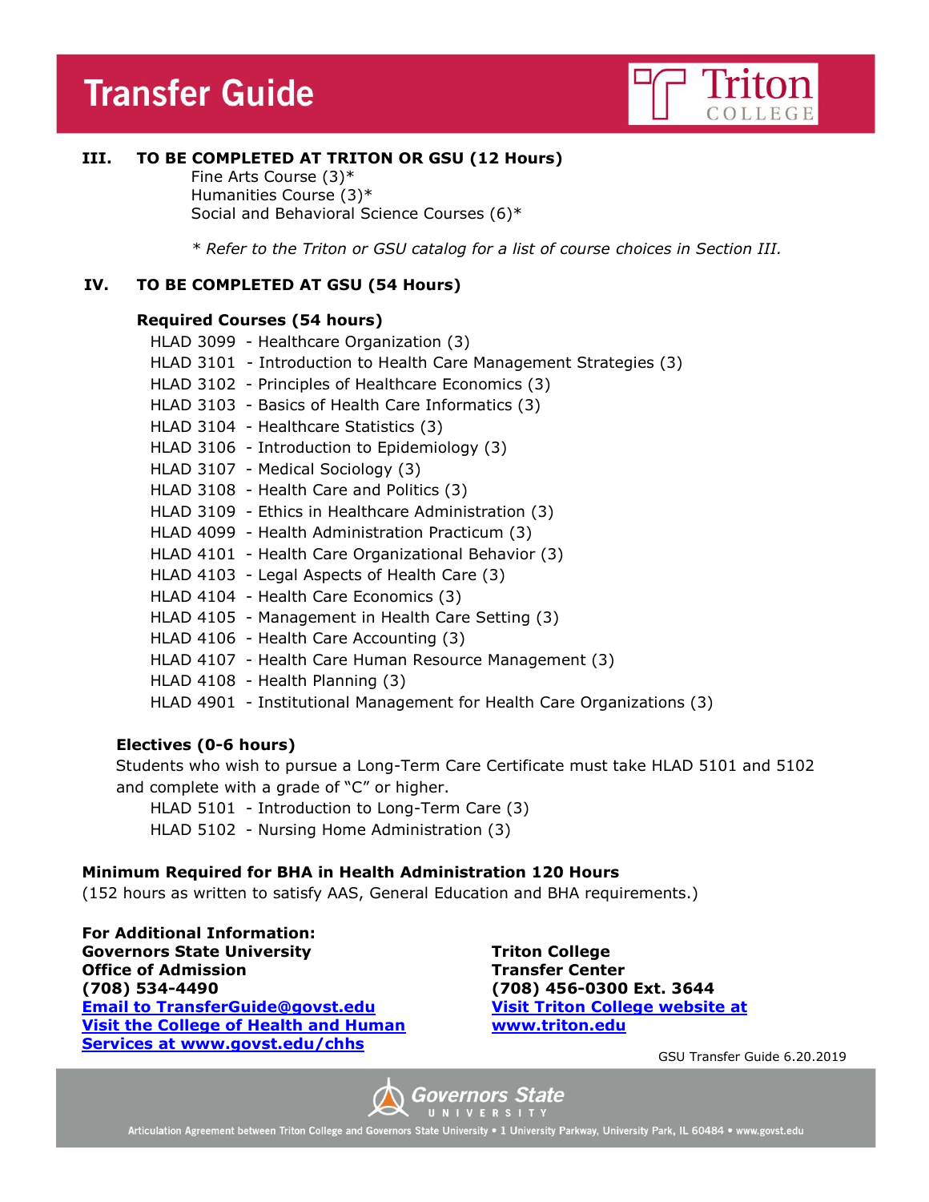## III. TO BE COMPLETED AT TRITON OR GSU (12 Hours)

Fine Arts Course (3)*
Humanities Course (3)*
Social and Behavioral Science Courses (6)*

*\* Refer to the Triton or GSU catalog for a list of course choices in Section III.*

## IV. TO BE COMPLETED AT GSU (54 Hours)

### Required Courses (54 hours)

HLAD 3099 - Healthcare Organization (3)
HLAD 3101 - Introduction to Health Care Management Strategies (3)
HLAD 3102 - Principles of Healthcare Economics (3)
HLAD 3103 - Basics of Health Care Informatics (3)
HLAD 3104 - Healthcare Statistics (3)
HLAD 3106 - Introduction to Epidemiology (3)
HLAD 3107 - Medical Sociology (3)
HLAD 3108 - Health Care and Politics (3)
HLAD 3109 - Ethics in Healthcare Administration (3)
HLAD 4099 - Health Administration Practicum (3)
HLAD 4101 - Health Care Organizational Behavior (3)
HLAD 4103 - Legal Aspects of Health Care (3)
HLAD 4104 - Health Care Economics (3)
HLAD 4105 - Management in Health Care Setting (3)
HLAD 4106 - Health Care Accounting (3)
HLAD 4107 - Health Care Human Resource Management (3)
HLAD 4108 - Health Planning (3)
HLAD 4901 - Institutional Management for Health Care Organizations (3)

### Electives (0-6 hours)

Students who wish to pursue a Long-Term Care Certificate must take HLAD 5101 and 5102 and complete with a grade of "C" or higher.

HLAD 5101 - Introduction to Long-Term Care (3)
HLAD 5102 - Nursing Home Administration (3)

**Minimum Required for BHA in Health Administration 120 Hours**
(152 hours as written to satisfy AAS, General Education and BHA requirements.)

**For Additional Information:**
**Governors State University**
**Office of Admission**
**(708) 534-4490**
**Email to TransferGuide@govst.edu**
**Visit the College of Health and Human Services at www.govst.edu/chhs**

**Triton College**
**Transfer Center**
**(708) 456-0300 Ext. 3644**
**Visit Triton College website at www.triton.edu**

GSU Transfer Guide 6.20.2019

Articulation Agreement between Triton College and Governors State University • 1 University Parkway, University Park, IL 60484 • www.govst.edu